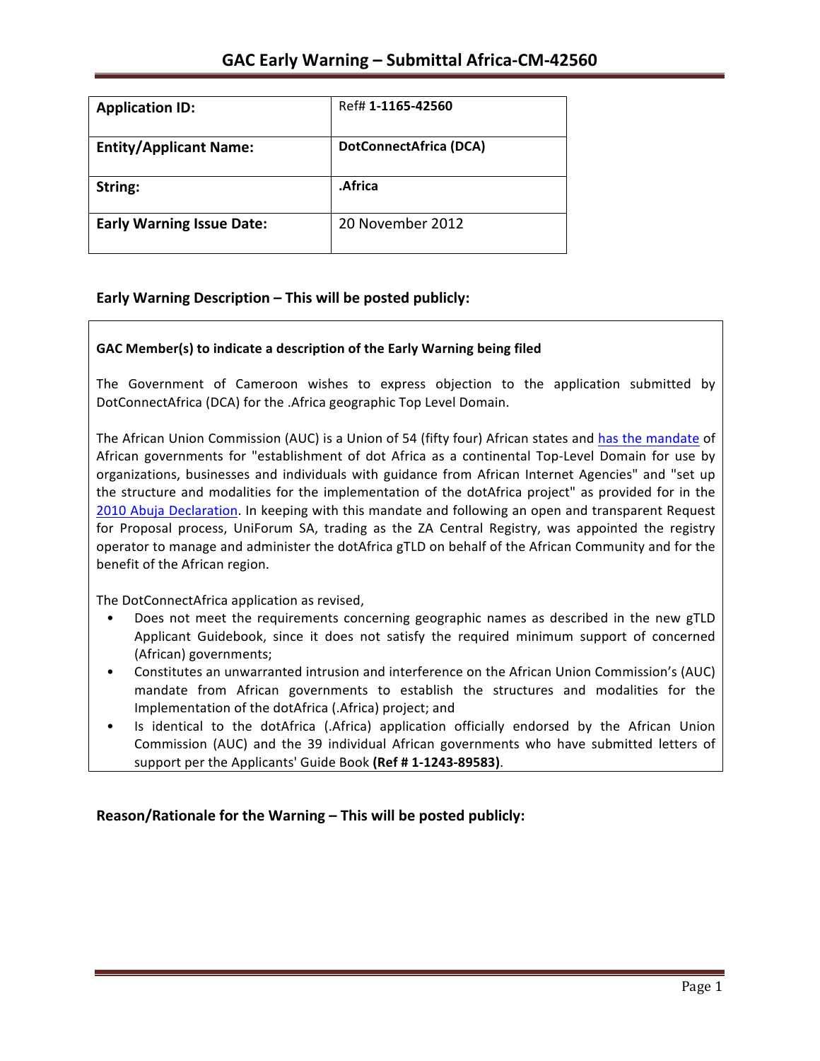# GAC Early Warning – Submittal Africa-CM-42560

| Application ID: | Ref# **1-1165-42560** |
|---|---|
| **Entity/Applicant Name:** | **DotConnectAfrica (DCA)** |
| **String:** | **.Africa** |
| **Early Warning Issue Date:** | 20 November 2012 |

## Early Warning Description – This will be posted publicly:

**GAC Member(s) to indicate a description of the Early Warning being filed**

The Government of Cameroon wishes to express objection to the application submitted by DotConnectAfrica (DCA) for the .Africa geographic Top Level Domain.

The African Union Commission (AUC) is a Union of 54 (fifty four) African states and has the mandate of African governments for "establishment of dot Africa as a continental Top-Level Domain for use by organizations, businesses and individuals with guidance from African Internet Agencies" and "set up the structure and modalities for the implementation of the dotAfrica project" as provided for in the 2010 Abuja Declaration. In keeping with this mandate and following an open and transparent Request for Proposal process, UniForum SA, trading as the ZA Central Registry, was appointed the registry operator to manage and administer the dotAfrica gTLD on behalf of the African Community and for the benefit of the African region.

The DotConnectAfrica application as revised,

- Does not meet the requirements concerning geographic names as described in the new gTLD Applicant Guidebook, since it does not satisfy the required minimum support of concerned (African) governments;
- Constitutes an unwarranted intrusion and interference on the African Union Commission's (AUC) mandate from African governments to establish the structures and modalities for the Implementation of the dotAfrica (.Africa) project; and
- Is identical to the dotAfrica (.Africa) application officially endorsed by the African Union Commission (AUC) and the 39 individual African governments who have submitted letters of support per the Applicants' Guide Book **(Ref # 1-1243-89583)**.

## Reason/Rationale for the Warning – This will be posted publicly: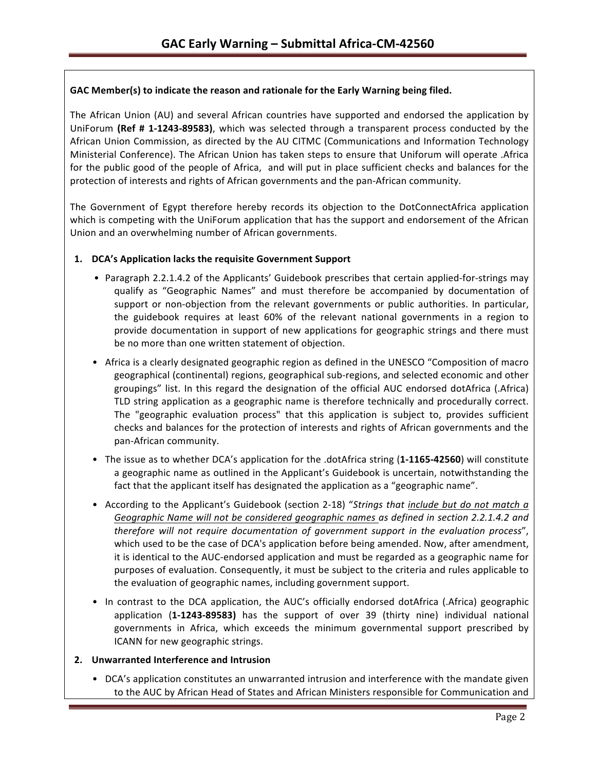**GAC Member(s) to indicate the reason and rationale for the Early Warning being filed.**

The African Union (AU) and several African countries have supported and endorsed the application by UniForum **(Ref # 1-1243-89583)**, which was selected through a transparent process conducted by the African Union Commission, as directed by the AU CITMC (Communications and Information Technology Ministerial Conference). The African Union has taken steps to ensure that Uniforum will operate .Africa for the public good of the people of Africa, and will put in place sufficient checks and balances for the protection of interests and rights of African governments and the pan-African community.

The Government of Egypt therefore hereby records its objection to the DotConnectAfrica application which is competing with the UniForum application that has the support and endorsement of the African Union and an overwhelming number of African governments.

1. **DCA's Application lacks the requisite Government Support**
   - Paragraph 2.2.1.4.2 of the Applicants' Guidebook prescribes that certain applied-for-strings may qualify as "Geographic Names" and must therefore be accompanied by documentation of support or non-objection from the relevant governments or public authorities. In particular, the guidebook requires at least 60% of the relevant national governments in a region to provide documentation in support of new applications for geographic strings and there must be no more than one written statement of objection.
   - Africa is a clearly designated geographic region as defined in the UNESCO "Composition of macro geographical (continental) regions, geographical sub-regions, and selected economic and other groupings" list. In this regard the designation of the official AUC endorsed dotAfrica (.Africa) TLD string application as a geographic name is therefore technically and procedurally correct. The "geographic evaluation process" that this application is subject to, provides sufficient checks and balances for the protection of interests and rights of African governments and the pan-African community.
   - The issue as to whether DCA's application for the .dotAfrica string (**1-1165-42560**) will constitute a geographic name as outlined in the Applicant's Guidebook is uncertain, notwithstanding the fact that the applicant itself has designated the application as a "geographic name".
   - According to the Applicant's Guidebook (section 2-18) "*Strings that include but do not match a Geographic Name will not be considered geographic names as defined in section 2.2.1.4.2 and therefore will not require documentation of government support in the evaluation process*", which used to be the case of DCA's application before being amended. Now, after amendment, it is identical to the AUC-endorsed application and must be regarded as a geographic name for purposes of evaluation. Consequently, it must be subject to the criteria and rules applicable to the evaluation of geographic names, including government support.
   - In contrast to the DCA application, the AUC's officially endorsed dotAfrica (.Africa) geographic application (**1-1243-89583)** has the support of over 39 (thirty nine) individual national governments in Africa, which exceeds the minimum governmental support prescribed by ICANN for new geographic strings.
2. **Unwarranted Interference and Intrusion**
   - DCA's application constitutes an unwarranted intrusion and interference with the mandate given to the AUC by African Head of States and African Ministers responsible for Communication and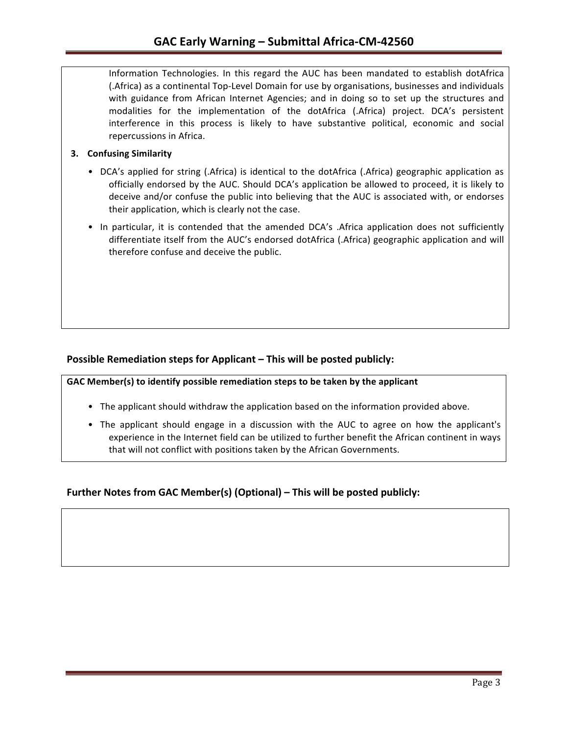Information Technologies. In this regard the AUC has been mandated to establish dotAfrica (.Africa) as a continental Top-Level Domain for use by organisations, businesses and individuals with guidance from African Internet Agencies; and in doing so to set up the structures and modalities for the implementation of the dotAfrica (.Africa) project. DCA's persistent interference in this process is likely to have substantive political, economic and social repercussions in Africa.

**3. Confusing Similarity**

- DCA's applied for string (.Africa) is identical to the dotAfrica (.Africa) geographic application as officially endorsed by the AUC. Should DCA's application be allowed to proceed, it is likely to deceive and/or confuse the public into believing that the AUC is associated with, or endorses their application, which is clearly not the case.
- In particular, it is contended that the amended DCA's .Africa application does not sufficiently differentiate itself from the AUC's endorsed dotAfrica (.Africa) geographic application and will therefore confuse and deceive the public.

## Possible Remediation steps for Applicant – This will be posted publicly:

**GAC Member(s) to identify possible remediation steps to be taken by the applicant**

- The applicant should withdraw the application based on the information provided above.
- The applicant should engage in a discussion with the AUC to agree on how the applicant's experience in the Internet field can be utilized to further benefit the African continent in ways that will not conflict with positions taken by the African Governments.

## Further Notes from GAC Member(s) (Optional) – This will be posted publicly: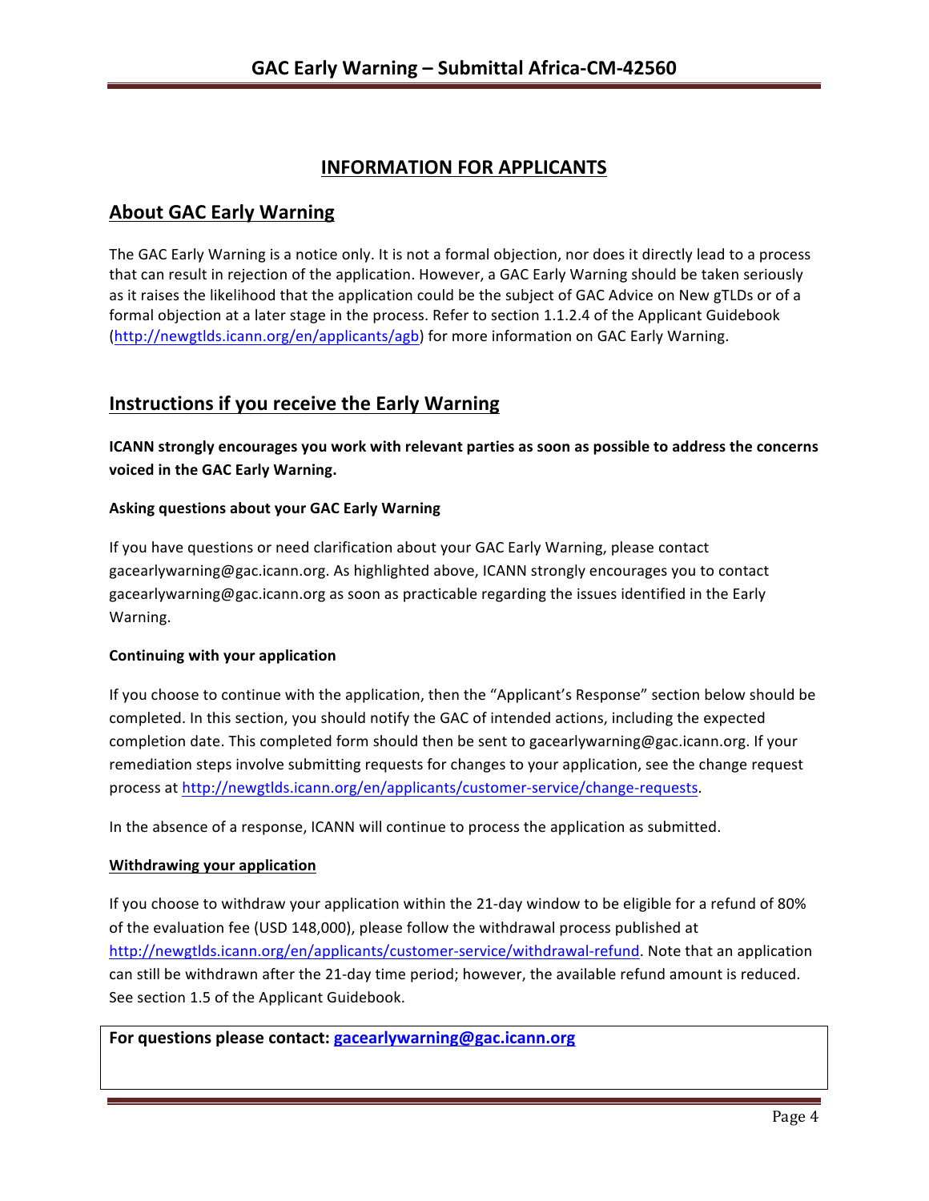# INFORMATION FOR APPLICANTS

## About GAC Early Warning

The GAC Early Warning is a notice only. It is not a formal objection, nor does it directly lead to a process that can result in rejection of the application. However, a GAC Early Warning should be taken seriously as it raises the likelihood that the application could be the subject of GAC Advice on New gTLDs or of a formal objection at a later stage in the process. Refer to section 1.1.2.4 of the Applicant Guidebook (http://newgtlds.icann.org/en/applicants/agb) for more information on GAC Early Warning.

## Instructions if you receive the Early Warning

**ICANN strongly encourages you work with relevant parties as soon as possible to address the concerns voiced in the GAC Early Warning.**

### Asking questions about your GAC Early Warning

If you have questions or need clarification about your GAC Early Warning, please contact gacearlywarning@gac.icann.org. As highlighted above, ICANN strongly encourages you to contact gacearlywarning@gac.icann.org as soon as practicable regarding the issues identified in the Early Warning.

### Continuing with your application

If you choose to continue with the application, then the "Applicant's Response" section below should be completed. In this section, you should notify the GAC of intended actions, including the expected completion date. This completed form should then be sent to gacearlywarning@gac.icann.org. If your remediation steps involve submitting requests for changes to your application, see the change request process at http://newgtlds.icann.org/en/applicants/customer-service/change-requests.

In the absence of a response, ICANN will continue to process the application as submitted.

### Withdrawing your application

If you choose to withdraw your application within the 21-day window to be eligible for a refund of 80% of the evaluation fee (USD 148,000), please follow the withdrawal process published at http://newgtlds.icann.org/en/applicants/customer-service/withdrawal-refund. Note that an application can still be withdrawn after the 21-day time period; however, the available refund amount is reduced. See section 1.5 of the Applicant Guidebook.

**For questions please contact: gacearlywarning@gac.icann.org**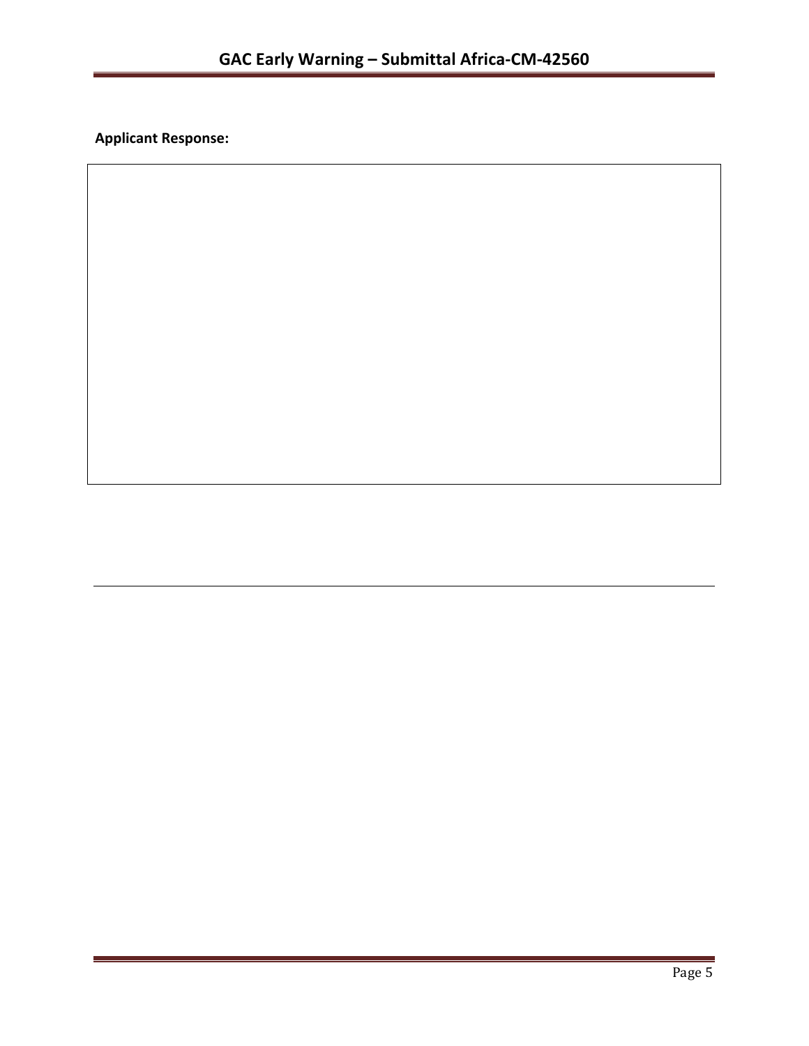**Applicant Response:**